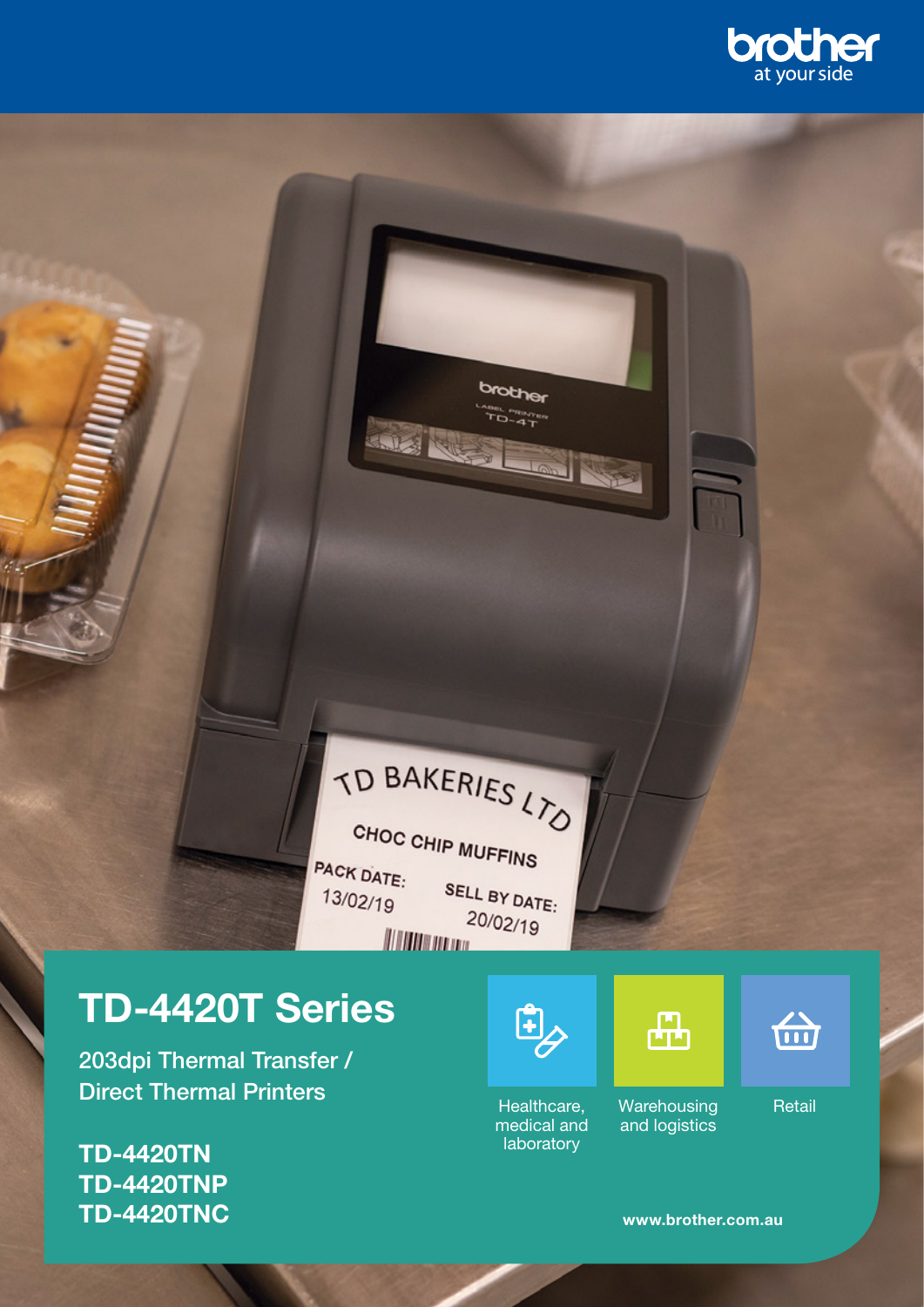brother
at your side

# TD-4420T Series

203dpi Thermal Transfer / Direct Thermal Printers

**TD-4420TN**
**TD-4420TNP**
**TD-4420TNC**

Healthcare, medical and laboratory

Warehousing and logistics

Retail

**www.brother.com.au**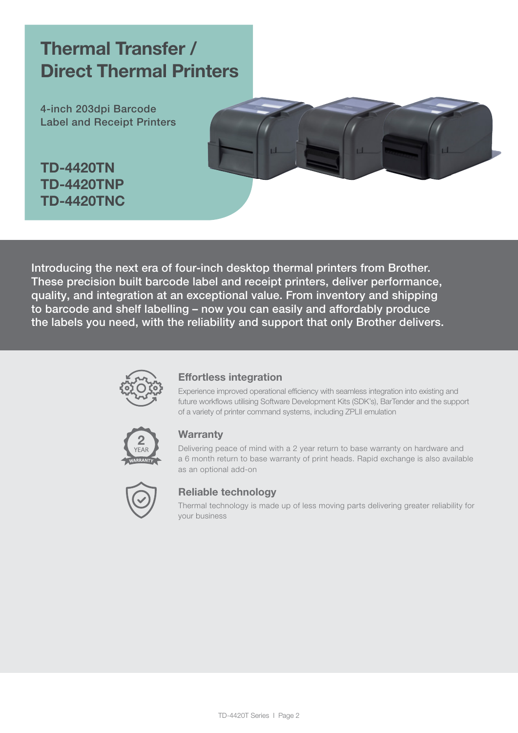# Thermal Transfer / Direct Thermal Printers

4-inch 203dpi Barcode Label and Receipt Printers

**TD-4420TN**
**TD-4420TNP**
**TD-4420TNC**

Introducing the next era of four-inch desktop thermal printers from Brother. These precision built barcode label and receipt printers, deliver performance, quality, and integration at an exceptional value. From inventory and shipping to barcode and shelf labelling – now you can easily and affordably produce the labels you need, with the reliability and support that only Brother delivers.

### Effortless integration

Experience improved operational efficiency with seamless integration into existing and future workflows utilising Software Development Kits (SDK's), BarTender and the support of a variety of printer command systems, including ZPLII emulation

### Warranty

Delivering peace of mind with a 2 year return to base warranty on hardware and a 6 month return to base warranty of print heads. Rapid exchange is also available as an optional add-on

### Reliable technology

Thermal technology is made up of less moving parts delivering greater reliability for your business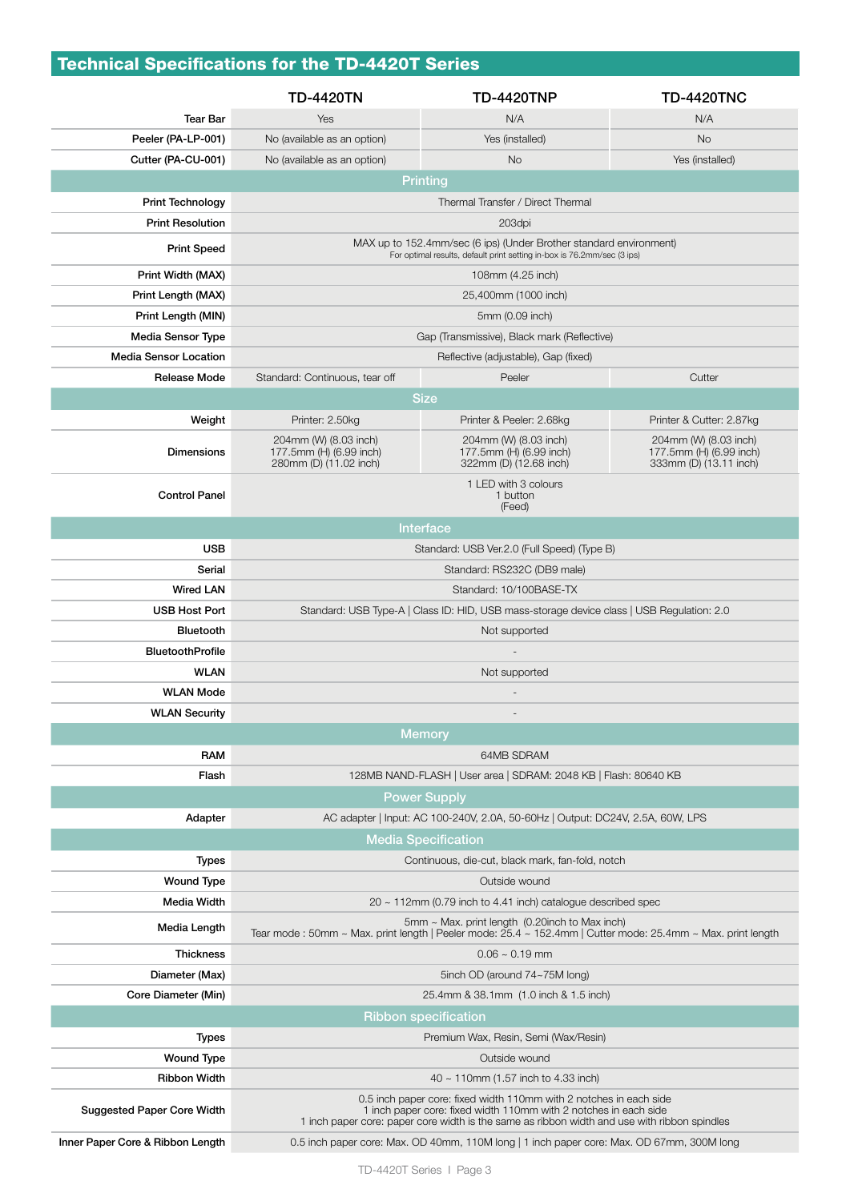## Technical Specifications for the TD-4420T Series

| | TD-4420TN | TD-4420TNP | TD-4420TNC |
|---|---|---|---|
| Tear Bar | Yes | N/A | N/A |
| Peeler (PA-LP-001) | No (available as an option) | Yes (installed) | No |
| Cutter (PA-CU-001) | No (available as an option) | No | Yes (installed) |
| **Printing** | | | |
| Print Technology | Thermal Transfer / Direct Thermal | | |
| Print Resolution | 203dpi | | |
| Print Speed | MAX up to 152.4mm/sec (6 ips) (Under Brother standard environment)<br>For optimal results, default print setting in-box is 76.2mm/sec (3 ips) | | |
| Print Width (MAX) | 108mm (4.25 inch) | | |
| Print Length (MAX) | 25,400mm (1000 inch) | | |
| Print Length (MIN) | 5mm (0.09 inch) | | |
| Media Sensor Type | Gap (Transmissive), Black mark (Reflective) | | |
| Media Sensor Location | Reflective (adjustable), Gap (fixed) | | |
| Release Mode | Standard: Continuous, tear off | Peeler | Cutter |
| **Size** | | | |
| Weight | Printer: 2.50kg | Printer & Peeler: 2.68kg | Printer & Cutter: 2.87kg |
| Dimensions | 204mm (W) (8.03 inch)<br>177.5mm (H) (6.99 inch)<br>280mm (D) (11.02 inch) | 204mm (W) (8.03 inch)<br>177.5mm (H) (6.99 inch)<br>322mm (D) (12.68 inch) | 204mm (W) (8.03 inch)<br>177.5mm (H) (6.99 inch)<br>333mm (D) (13.11 inch) |
| Control Panel | 1 LED with 3 colours<br>1 button<br>(Feed) | | |
| **Interface** | | | |
| USB | Standard: USB Ver.2.0 (Full Speed) (Type B) | | |
| Serial | Standard: RS232C (DB9 male) | | |
| Wired LAN | Standard: 10/100BASE-TX | | |
| USB Host Port | Standard: USB Type-A \| Class ID: HID, USB mass-storage device class \| USB Regulation: 2.0 | | |
| Bluetooth | Not supported | | |
| BluetoothProfile | - | | |
| WLAN | Not supported | | |
| WLAN Mode | - | | |
| WLAN Security | - | | |
| **Memory** | | | |
| RAM | 64MB SDRAM | | |
| Flash | 128MB NAND-FLASH \| User area \| SDRAM: 2048 KB \| Flash: 80640 KB | | |
| **Power Supply** | | | |
| Adapter | AC adapter \| Input: AC 100-240V, 2.0A, 50-60Hz \| Output: DC24V, 2.5A, 60W, LPS | | |
| **Media Specification** | | | |
| Types | Continuous, die-cut, black mark, fan-fold, notch | | |
| Wound Type | Outside wound | | |
| Media Width | 20 ~ 112mm (0.79 inch to 4.41 inch) catalogue described spec | | |
| Media Length | 5mm ~ Max. print length (0.20inch to Max inch)<br>Tear mode : 50mm ~ Max. print length \| Peeler mode: 25.4 ~ 152.4mm \| Cutter mode: 25.4mm ~ Max. print length | | |
| Thickness | 0.06 ~ 0.19 mm | | |
| Diameter (Max) | 5inch OD (around 74~75M long) | | |
| Core Diameter (Min) | 25.4mm & 38.1mm (1.0 inch & 1.5 inch) | | |
| **Ribbon specification** | | | |
| Types | Premium Wax, Resin, Semi (Wax/Resin) | | |
| Wound Type | Outside wound | | |
| Ribbon Width | 40 ~ 110mm (1.57 inch to 4.33 inch) | | |
| Suggested Paper Core Width | 0.5 inch paper core: fixed width 110mm with 2 notches in each side<br>1 inch paper core: fixed width 110mm with 2 notches in each side<br>1 inch paper core: paper core width is the same as ribbon width and use with ribbon spindles | | |
| Inner Paper Core & Ribbon Length | 0.5 inch paper core: Max. OD 40mm, 110M long \| 1 inch paper core: Max. OD 67mm, 300M long | | |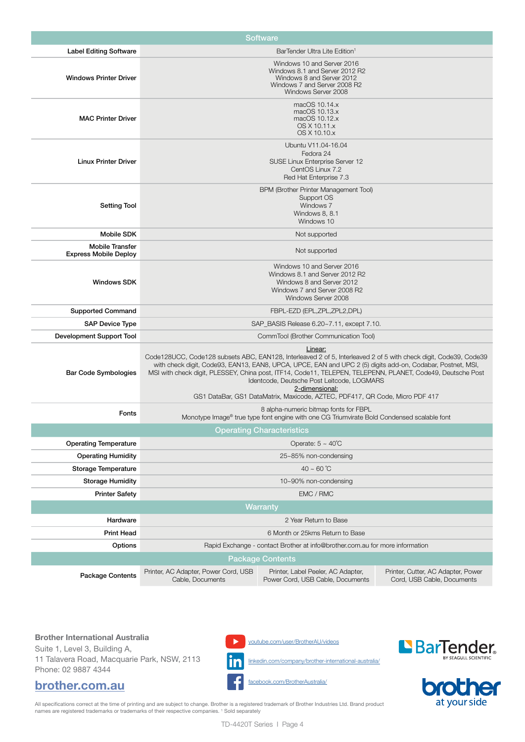## Software

| | | | |
|---|---|---|---|
| **Label Editing Software** | BarTender Ultra Lite Edition[1] | | |
| **Windows Printer Driver** | Windows 10 and Server 2016<br>Windows 8.1 and Server 2012 R2<br>Windows 8 and Server 2012<br>Windows 7 and Server 2008 R2<br>Windows Server 2008 | | |
| **MAC Printer Driver** | macOS 10.14.x<br>macOS 10.13.x<br>macOS 10.12.x<br>OS X 10.11.x<br>OS X 10.10.x | | |
| **Linux Printer Driver** | Ubuntu V11.04-16.04<br>Fedora 24<br>SUSE Linux Enterprise Server 12<br>CentOS Linux 7.2<br>Red Hat Enterprise 7.3 | | |
| **Setting Tool** | BPM (Brother Printer Management Tool)<br>Support OS<br>Windows 7<br>Windows 8, 8.1<br>Windows 10 | | |
| **Mobile SDK** | Not supported | | |
| **Mobile Transfer Express Mobile Deploy** | Not supported | | |
| **Windows SDK** | Windows 10 and Server 2016<br>Windows 8.1 and Server 2012 R2<br>Windows 8 and Server 2012<br>Windows 7 and Server 2008 R2<br>Windows Server 2008 | | |
| **Supported Command** | FBPL-EZD (EPL,ZPL,ZPL2,DPL) | | |
| **SAP Device Type** | SAP_BASIS Release 6.20~7.11, except 7.10. | | |
| **Development Support Tool** | CommTool (Brother Communication Tool) | | |
| **Bar Code Symbologies** | Linear:<br>Code128UCC, Code128 subsets ABC, EAN128, Interleaved 2 of 5, Interleaved 2 of 5 with check digit, Code39, Code39 with check digit, Code93, EAN13, EAN8, UPCA, UPCE, EAN and UPC 2 (5) digits add-on, Codabar, Postnet, MSI, MSI with check digit, PLESSEY, China post, ITF14, Code11, TELEPEN, TELEPENN, PLANET, Code49, Deutsche Post Identcode, Deutsche Post Leitcode, LOGMARS<br>2-dimensional:<br>GS1 DataBar, GS1 DataMatrix, Maxicode, AZTEC, PDF417, QR Code, Micro PDF 417 | | |
| **Fonts** | 8 alpha-numeric bitmap fonts for FBPL<br>Monotype Image® true type font engine with one CG Triumvirate Bold Condensed scalable font | | |

## Operating Characteristics

| | | | |
|---|---|---|---|
| **Operating Temperature** | Operate: 5 ~ 40˚C | | |
| **Operating Humidity** | 25~85% non-condensing | | |
| **Storage Temperature** | 40 ~ 60 ˚C | | |
| **Storage Humidity** | 10~90% non-condensing | | |
| **Printer Safety** | EMC / RMC | | |

## Warranty

| | | | |
|---|---|---|---|
| **Hardware** | 2 Year Return to Base | | |
| **Print Head** | 6 Month or 25kms Return to Base | | |
| **Options** | Rapid Exchange - contact Brother at info@brother.com.au for more information | | |

## Package Contents

| | | | |
|---|---|---|---|
| **Package Contents** | Printer, AC Adapter, Power Cord, USB Cable, Documents | Printer, Label Peeler, AC Adapter, Power Cord, USB Cable, Documents | Printer, Cutter, AC Adapter, Power Cord, USB Cable, Documents |

**Brother International Australia**
Suite 1, Level 3, Building A,
11 Talavera Road, Macquarie Park, NSW, 2113
Phone: 02 9887 4344

**brother.com.au**

youtube.com/user/BrotherAU/videos
linkedin.com/company/brother-international-australia/
facebook.com/BrotherAustralia/

BarTender BY SEAGULL SCIENTIFIC

brother at your side

All specifications correct at the time of printing and are subject to change. Brother is a registered trademark of Brother Industries Ltd. Brand product names are registered trademarks or trademarks of their respective companies. [1] Sold separately